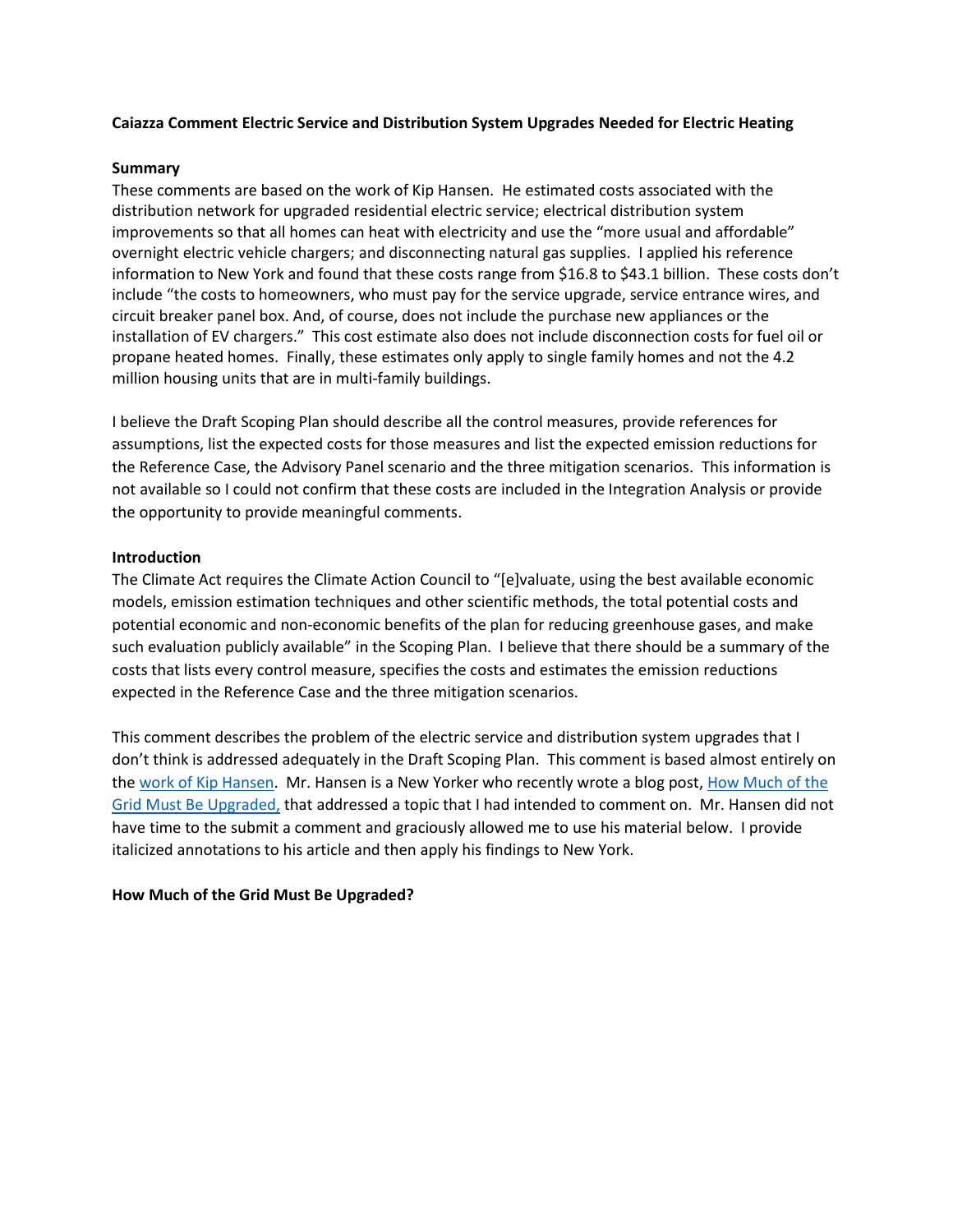**Caiazza Comment Electric Service and Distribution System Upgrades Needed for Electric Heating**

**Summary**

These comments are based on the work of Kip Hansen. He estimated costs associated with the distribution network for upgraded residential electric service; electrical distribution system improvements so that all homes can heat with electricity and use the "more usual and affordable" overnight electric vehicle chargers; and disconnecting natural gas supplies. I applied his reference information to New York and found that these costs range from $16.8 to $43.1 billion. These costs don't include "the costs to homeowners, who must pay for the service upgrade, service entrance wires, and circuit breaker panel box. And, of course, does not include the purchase new appliances or the installation of EV chargers." This cost estimate also does not include disconnection costs for fuel oil or propane heated homes. Finally, these estimates only apply to single family homes and not the 4.2 million housing units that are in multi-family buildings.

I believe the Draft Scoping Plan should describe all the control measures, provide references for assumptions, list the expected costs for those measures and list the expected emission reductions for the Reference Case, the Advisory Panel scenario and the three mitigation scenarios. This information is not available so I could not confirm that these costs are included in the Integration Analysis or provide the opportunity to provide meaningful comments.

**Introduction**

The Climate Act requires the Climate Action Council to "[e]valuate, using the best available economic models, emission estimation techniques and other scientific methods, the total potential costs and potential economic and non-economic benefits of the plan for reducing greenhouse gases, and make such evaluation publicly available" in the Scoping Plan. I believe that there should be a summary of the costs that lists every control measure, specifies the costs and estimates the emission reductions expected in the Reference Case and the three mitigation scenarios.

This comment describes the problem of the electric service and distribution system upgrades that I don't think is addressed adequately in the Draft Scoping Plan. This comment is based almost entirely on the work of Kip Hansen. Mr. Hansen is a New Yorker who recently wrote a blog post, How Much of the Grid Must Be Upgraded, that addressed a topic that I had intended to comment on. Mr. Hansen did not have time to the submit a comment and graciously allowed me to use his material below. I provide italicized annotations to his article and then apply his findings to New York.

**How Much of the Grid Must Be Upgraded?**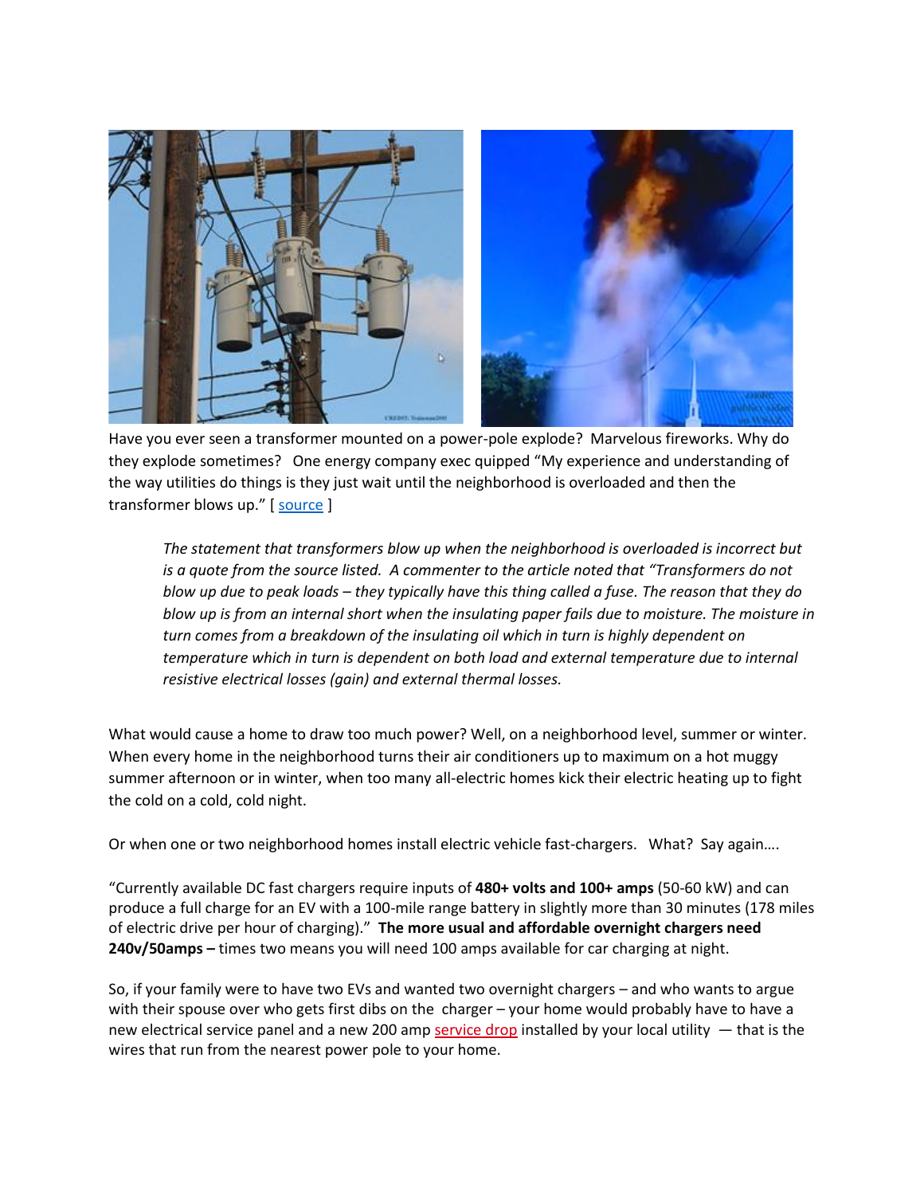Have you ever seen a transformer mounted on a power-pole explode? Marvelous fireworks. Why do they explode sometimes? One energy company exec quipped "My experience and understanding of the way utilities do things is they just wait until the neighborhood is overloaded and then the transformer blows up." [ source ]

> *The statement that transformers blow up when the neighborhood is overloaded is incorrect but is a quote from the source listed. A commenter to the article noted that "Transformers do not blow up due to peak loads – they typically have this thing called a fuse. The reason that they do blow up is from an internal short when the insulating paper fails due to moisture. The moisture in turn comes from a breakdown of the insulating oil which in turn is highly dependent on temperature which in turn is dependent on both load and external temperature due to internal resistive electrical losses (gain) and external thermal losses.*

What would cause a home to draw too much power? Well, on a neighborhood level, summer or winter. When every home in the neighborhood turns their air conditioners up to maximum on a hot muggy summer afternoon or in winter, when too many all-electric homes kick their electric heating up to fight the cold on a cold, cold night.

Or when one or two neighborhood homes install electric vehicle fast-chargers. What? Say again….

"Currently available DC fast chargers require inputs of **480+ volts and 100+ amps** (50-60 kW) and can produce a full charge for an EV with a 100-mile range battery in slightly more than 30 minutes (178 miles of electric drive per hour of charging)." **The more usual and affordable overnight chargers need 240v/50amps –** times two means you will need 100 amps available for car charging at night.

So, if your family were to have two EVs and wanted two overnight chargers – and who wants to argue with their spouse over who gets first dibs on the charger – your home would probably have to have a new electrical service panel and a new 200 amp service drop installed by your local utility — that is the wires that run from the nearest power pole to your home.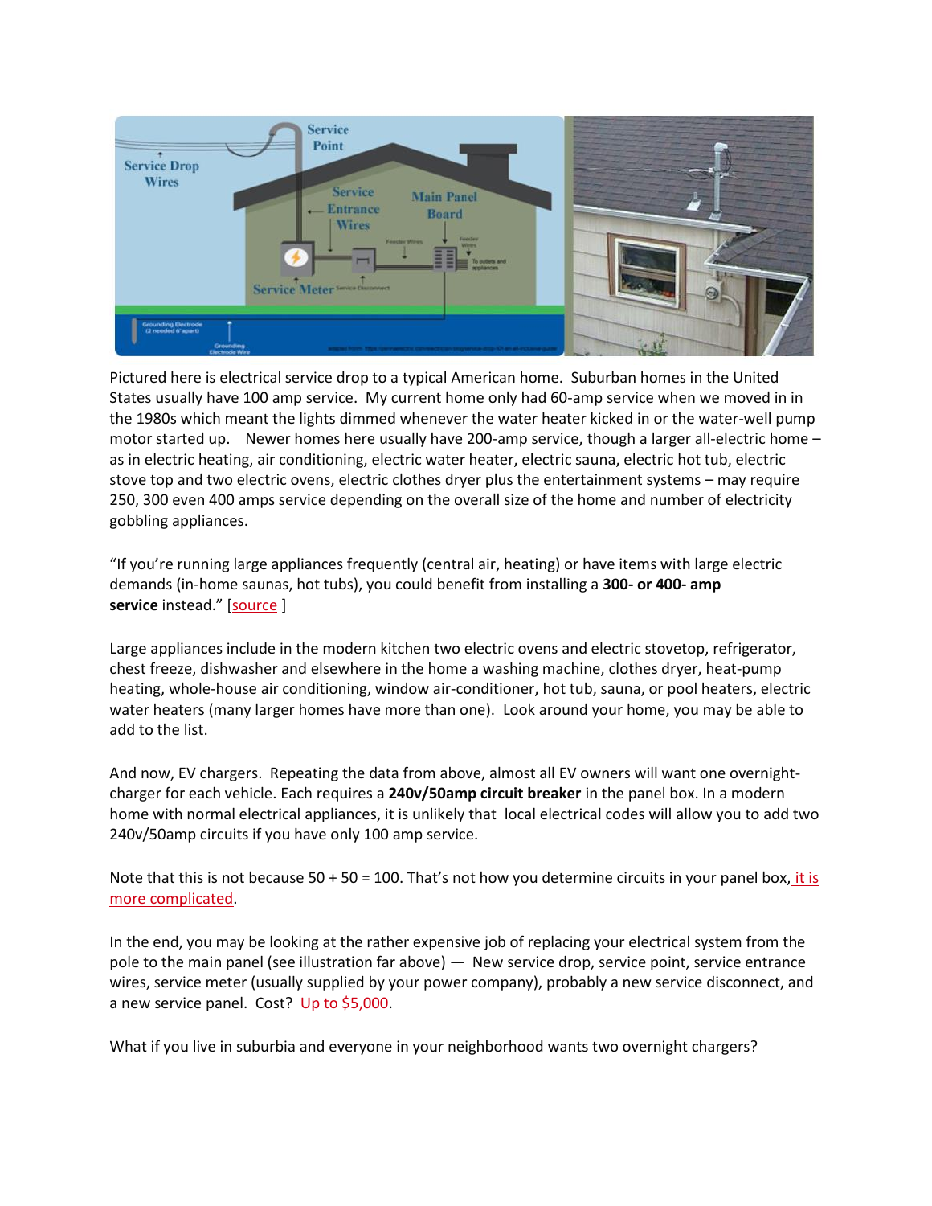Pictured here is electrical service drop to a typical American home. Suburban homes in the United States usually have 100 amp service. My current home only had 60-amp service when we moved in in the 1980s which meant the lights dimmed whenever the water heater kicked in or the water-well pump motor started up. Newer homes here usually have 200-amp service, though a larger all-electric home – as in electric heating, air conditioning, electric water heater, electric sauna, electric hot tub, electric stove top and two electric ovens, electric clothes dryer plus the entertainment systems – may require 250, 300 even 400 amps service depending on the overall size of the home and number of electricity gobbling appliances.

"If you're running large appliances frequently (central air, heating) or have items with large electric demands (in-home saunas, hot tubs), you could benefit from installing a **300- or 400- amp service** instead." [source ]

Large appliances include in the modern kitchen two electric ovens and electric stovetop, refrigerator, chest freeze, dishwasher and elsewhere in the home a washing machine, clothes dryer, heat-pump heating, whole-house air conditioning, window air-conditioner, hot tub, sauna, or pool heaters, electric water heaters (many larger homes have more than one). Look around your home, you may be able to add to the list.

And now, EV chargers. Repeating the data from above, almost all EV owners will want one overnight-charger for each vehicle. Each requires a **240v/50amp circuit breaker** in the panel box. In a modern home with normal electrical appliances, it is unlikely that local electrical codes will allow you to add two 240v/50amp circuits if you have only 100 amp service.

Note that this is not because 50 + 50 = 100. That's not how you determine circuits in your panel box, it is more complicated.

In the end, you may be looking at the rather expensive job of replacing your electrical system from the pole to the main panel (see illustration far above) — New service drop, service point, service entrance wires, service meter (usually supplied by your power company), probably a new service disconnect, and a new service panel. Cost? Up to $5,000.

What if you live in suburbia and everyone in your neighborhood wants two overnight chargers?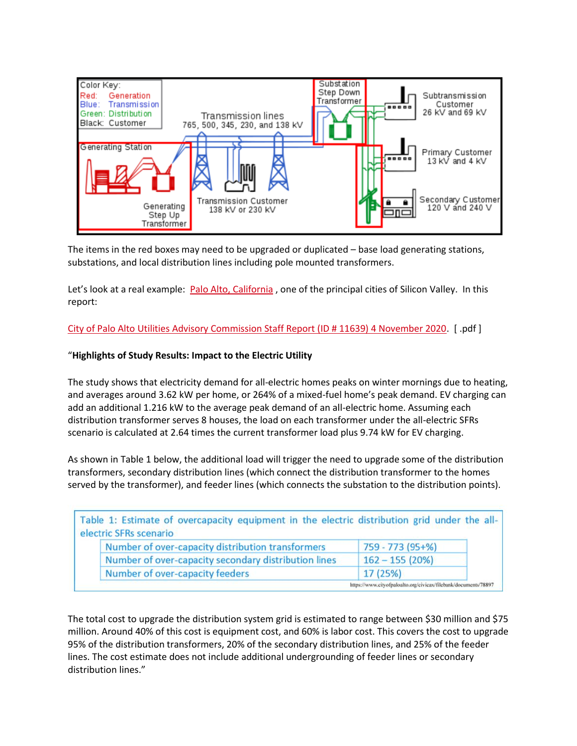The items in the red boxes may need to be upgraded or duplicated – base load generating stations, substations, and local distribution lines including pole mounted transformers.

Let's look at a real example: Palo Alto, California , one of the principal cities of Silicon Valley. In this report:

City of Palo Alto Utilities Advisory Commission Staff Report (ID # 11639) 4 November 2020. [ .pdf ]

"**Highlights of Study Results: Impact to the Electric Utility**

The study shows that electricity demand for all-electric homes peaks on winter mornings due to heating, and averages around 3.62 kW per home, or 264% of a mixed-fuel home's peak demand. EV charging can add an additional 1.216 kW to the average peak demand of an all-electric home. Assuming each distribution transformer serves 8 houses, the load on each transformer under the all-electric SFRs scenario is calculated at 2.64 times the current transformer load plus 9.74 kW for EV charging.

As shown in Table 1 below, the additional load will trigger the need to upgrade some of the distribution transformers, secondary distribution lines (which connect the distribution transformer to the homes served by the transformer), and feeder lines (which connects the substation to the distribution points).

Table 1: Estimate of overcapacity equipment in the electric distribution grid under the all-electric SFRs scenario

| | |
|---|---|
| Number of over-capacity distribution transformers | 759 - 773 (95+%) |
| Number of over-capacity secondary distribution lines | 162 – 155 (20%) |
| Number of over-capacity feeders | 17 (25%) |

https://www.cityofpaloalto.org/civicax/filebank/documents/78897

The total cost to upgrade the distribution system grid is estimated to range between $30 million and $75 million. Around 40% of this cost is equipment cost, and 60% is labor cost. This covers the cost to upgrade 95% of the distribution transformers, 20% of the secondary distribution lines, and 25% of the feeder lines. The cost estimate does not include additional undergrounding of feeder lines or secondary distribution lines."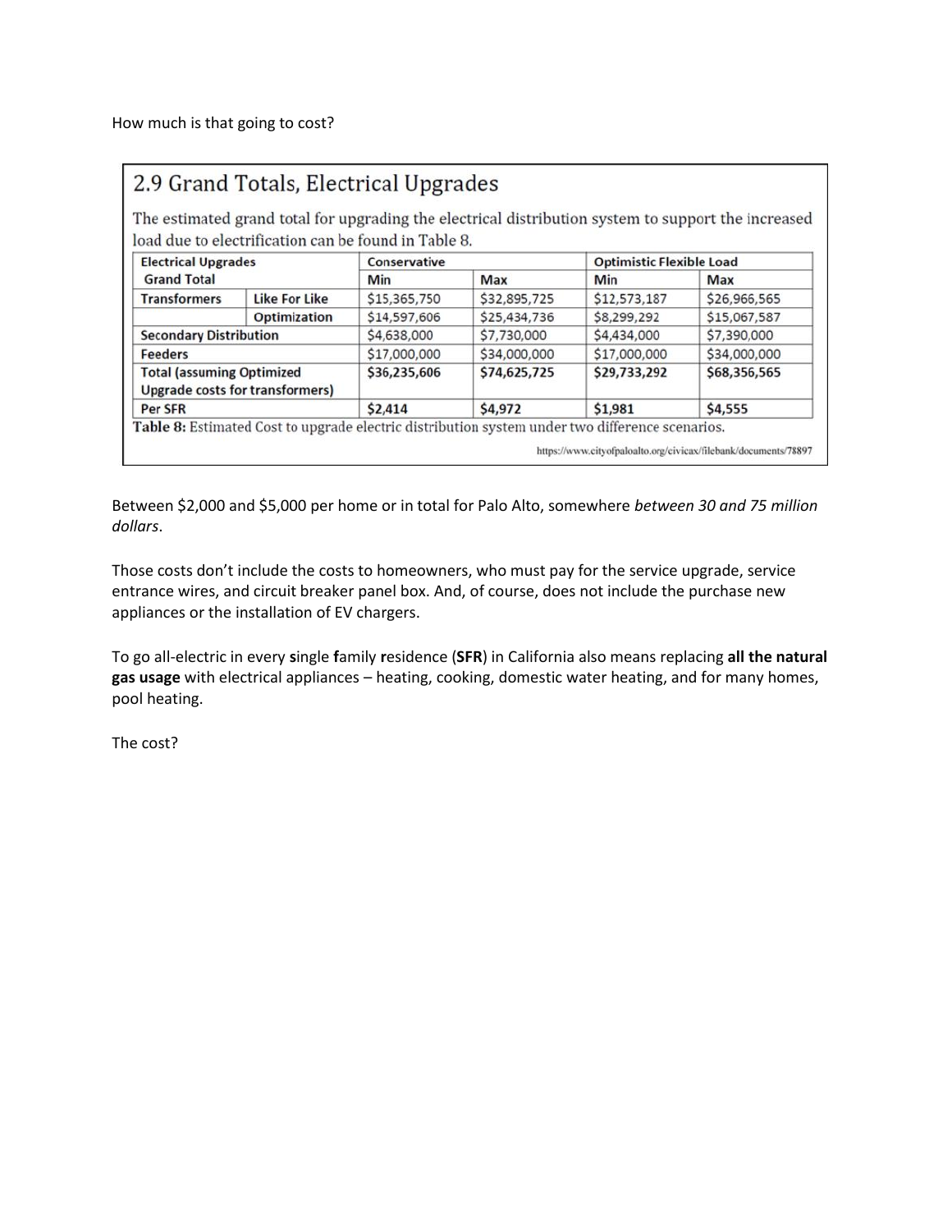How much is that going to cost?

## 2.9 Grand Totals, Electrical Upgrades

The estimated grand total for upgrading the electrical distribution system to support the increased load due to electrification can be found in Table 8.

| Electrical Upgrades Grand Total | | Conservative | | Optimistic Flexible Load | |
|---|---|---|---|---|---|
| | | Min | Max | Min | Max |
| Transformers | Like For Like | $15,365,750 | $32,895,725 | $12,573,187 | $26,966,565 |
| | Optimization | $14,597,606 | $25,434,736 | $8,299,292 | $15,067,587 |
| Secondary Distribution | | $4,638,000 | $7,730,000 | $4,434,000 | $7,390,000 |
| Feeders | | $17,000,000 | $34,000,000 | $17,000,000 | $34,000,000 |
| Total (assuming Optimized Upgrade costs for transformers) | | $36,235,606 | $74,625,725 | $29,733,292 | $68,356,565 |
| Per SFR | | $2,414 | $4,972 | $1,981 | $4,555 |

**Table 8:** Estimated Cost to upgrade electric distribution system under two difference scenarios.

https://www.cityofpaloalto.org/civicax/filebank/documents/78897

Between $2,000 and $5,000 per home or in total for Palo Alto, somewhere *between 30 and 75 million dollars*.

Those costs don't include the costs to homeowners, who must pay for the service upgrade, service entrance wires, and circuit breaker panel box. And, of course, does not include the purchase new appliances or the installation of EV chargers.

To go all-electric in every **s**ingle **f**amily **r**esidence (**SFR**) in California also means replacing **all the natural gas usage** with electrical appliances – heating, cooking, domestic water heating, and for many homes, pool heating.

The cost?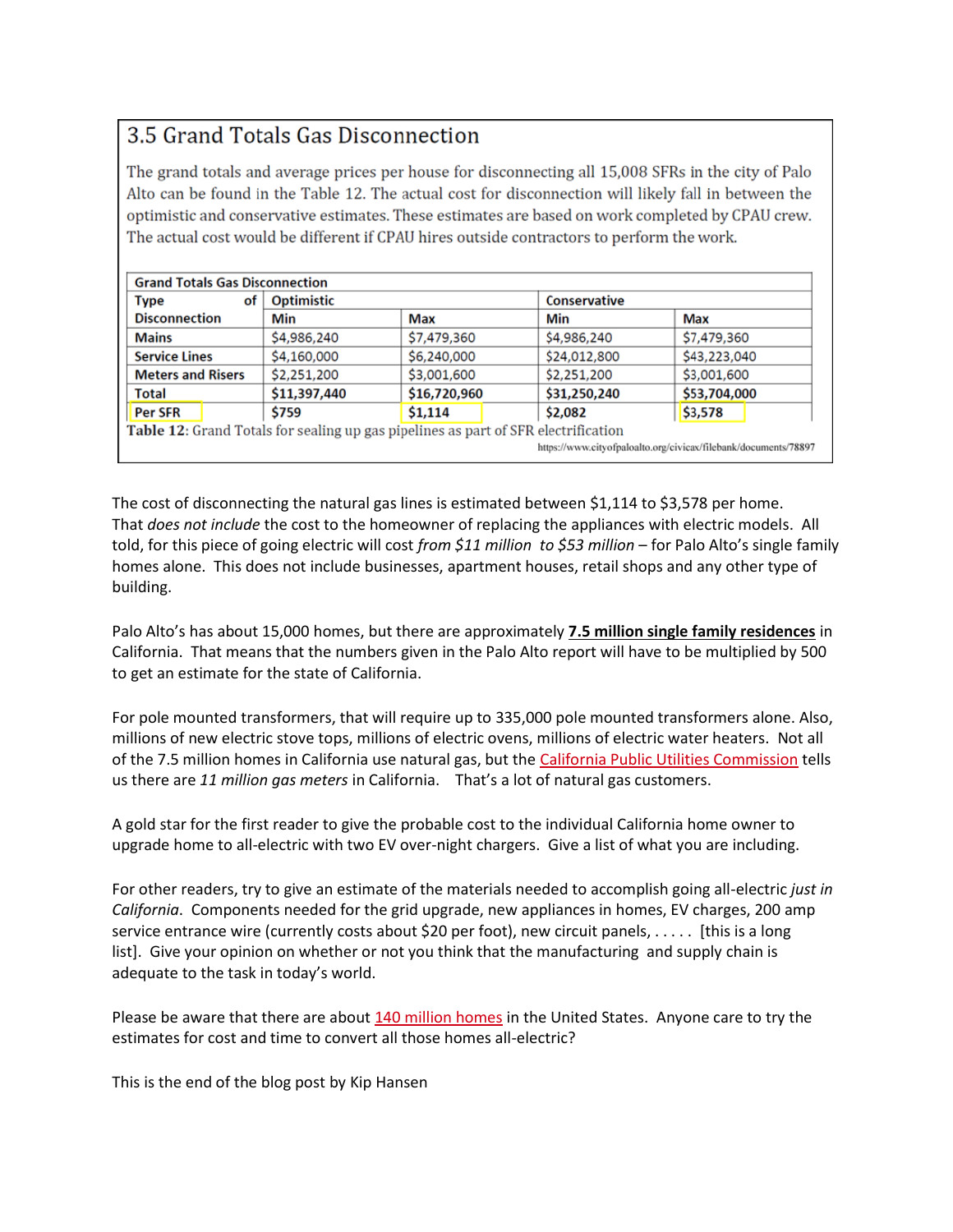## 3.5 Grand Totals Gas Disconnection

The grand totals and average prices per house for disconnecting all 15,008 SFRs in the city of Palo Alto can be found in the Table 12. The actual cost for disconnection will likely fall in between the optimistic and conservative estimates. These estimates are based on work completed by CPAU crew. The actual cost would be different if CPAU hires outside contractors to perform the work.

| Grand Totals Gas Disconnection | | | | |
|---|---|---|---|---|
| Type of Disconnection | Optimistic | | Conservative | |
| | Min | Max | Min | Max |
| Mains | $4,986,240 | $7,479,360 | $4,986,240 | $7,479,360 |
| Service Lines | $4,160,000 | $6,240,000 | $24,012,800 | $43,223,040 |
| Meters and Risers | $2,251,200 | $3,001,600 | $2,251,200 | $3,001,600 |
| Total | $11,397,440 | $16,720,960 | $31,250,240 | $53,704,000 |
| Per SFR | $759 | $1,114 | $2,082 | $3,578 |

**Table 12:** Grand Totals for sealing up gas pipelines as part of SFR electrification

https://www.cityofpaloalto.org/civicax/filebank/documents/78897

The cost of disconnecting the natural gas lines is estimated between $1,114 to $3,578 per home. That *does not include* the cost to the homeowner of replacing the appliances with electric models. All told, for this piece of going electric will cost *from $11 million to $53 million* – for Palo Alto's single family homes alone. This does not include businesses, apartment houses, retail shops and any other type of building.

Palo Alto's has about 15,000 homes, but there are approximately **7.5 million single family residences** in California. That means that the numbers given in the Palo Alto report will have to be multiplied by 500 to get an estimate for the state of California.

For pole mounted transformers, that will require up to 335,000 pole mounted transformers alone. Also, millions of new electric stove tops, millions of electric ovens, millions of electric water heaters. Not all of the 7.5 million homes in California use natural gas, but the California Public Utilities Commission tells us there are *11 million gas meters* in California. That's a lot of natural gas customers.

A gold star for the first reader to give the probable cost to the individual California home owner to upgrade home to all-electric with two EV over-night chargers. Give a list of what you are including.

For other readers, try to give an estimate of the materials needed to accomplish going all-electric *just in California*. Components needed for the grid upgrade, new appliances in homes, EV charges, 200 amp service entrance wire (currently costs about $20 per foot), new circuit panels, . . . . . [this is a long list]. Give your opinion on whether or not you think that the manufacturing and supply chain is adequate to the task in today's world.

Please be aware that there are about 140 million homes in the United States. Anyone care to try the estimates for cost and time to convert all those homes all-electric?

This is the end of the blog post by Kip Hansen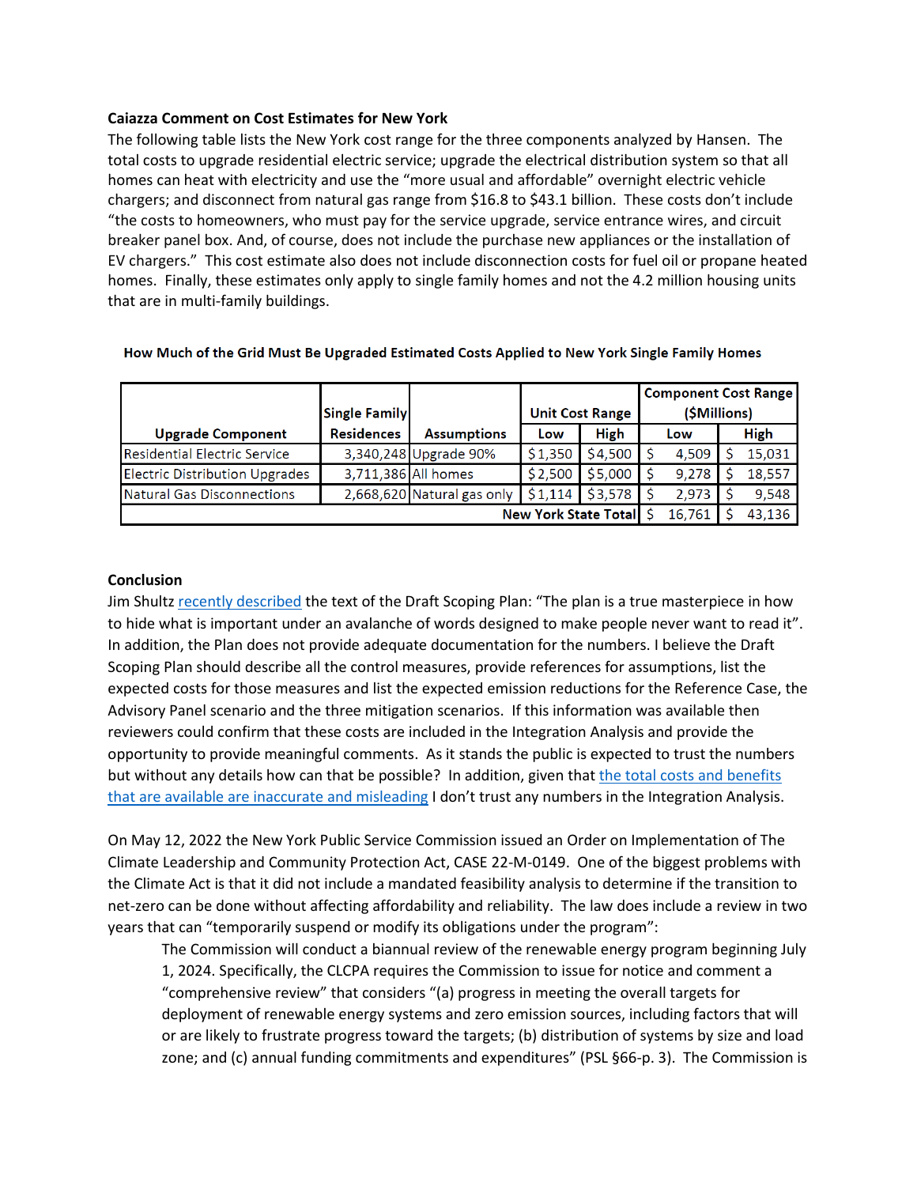**Caiazza Comment on Cost Estimates for New York**

The following table lists the New York cost range for the three components analyzed by Hansen. The total costs to upgrade residential electric service; upgrade the electrical distribution system so that all homes can heat with electricity and use the "more usual and affordable" overnight electric vehicle chargers; and disconnect from natural gas range from $16.8 to $43.1 billion. These costs don't include "the costs to homeowners, who must pay for the service upgrade, service entrance wires, and circuit breaker panel box. And, of course, does not include the purchase new appliances or the installation of EV chargers." This cost estimate also does not include disconnection costs for fuel oil or propane heated homes. Finally, these estimates only apply to single family homes and not the 4.2 million housing units that are in multi-family buildings.

**How Much of the Grid Must Be Upgraded Estimated Costs Applied to New York Single Family Homes**

| Upgrade Component | Single Family Residences | Assumptions | Unit Cost Range | | Component Cost Range ($Millions) | |
|---|---|---|---|---|---|---|
| | | | Low | High | Low | High |
| Residential Electric Service | 3,340,248 | Upgrade 90% | $1,350 | $4,500 | $ 4,509 | $ 15,031 |
| Electric Distribution Upgrades | 3,711,386 | All homes | $2,500 | $5,000 | $ 9,278 | $ 18,557 |
| Natural Gas Disconnections | 2,668,620 | Natural gas only | $1,114 | $3,578 | $ 2,973 | $ 9,548 |
| | | | | New York State Total | $ 16,761 | $ 43,136 |

**Conclusion**

Jim Shultz recently described the text of the Draft Scoping Plan: "The plan is a true masterpiece in how to hide what is important under an avalanche of words designed to make people never want to read it". In addition, the Plan does not provide adequate documentation for the numbers. I believe the Draft Scoping Plan should describe all the control measures, provide references for assumptions, list the expected costs for those measures and list the expected emission reductions for the Reference Case, the Advisory Panel scenario and the three mitigation scenarios. If this information was available then reviewers could confirm that these costs are included in the Integration Analysis and provide the opportunity to provide meaningful comments. As it stands the public is expected to trust the numbers but without any details how can that be possible? In addition, given that the total costs and benefits that are available are inaccurate and misleading I don't trust any numbers in the Integration Analysis.

On May 12, 2022 the New York Public Service Commission issued an Order on Implementation of The Climate Leadership and Community Protection Act, CASE 22-M-0149. One of the biggest problems with the Climate Act is that it did not include a mandated feasibility analysis to determine if the transition to net-zero can be done without affecting affordability and reliability. The law does include a review in two years that can "temporarily suspend or modify its obligations under the program":

> The Commission will conduct a biannual review of the renewable energy program beginning July 1, 2024. Specifically, the CLCPA requires the Commission to issue for notice and comment a "comprehensive review" that considers "(a) progress in meeting the overall targets for deployment of renewable energy systems and zero emission sources, including factors that will or are likely to frustrate progress toward the targets; (b) distribution of systems by size and load zone; and (c) annual funding commitments and expenditures" (PSL §66-p. 3). The Commission is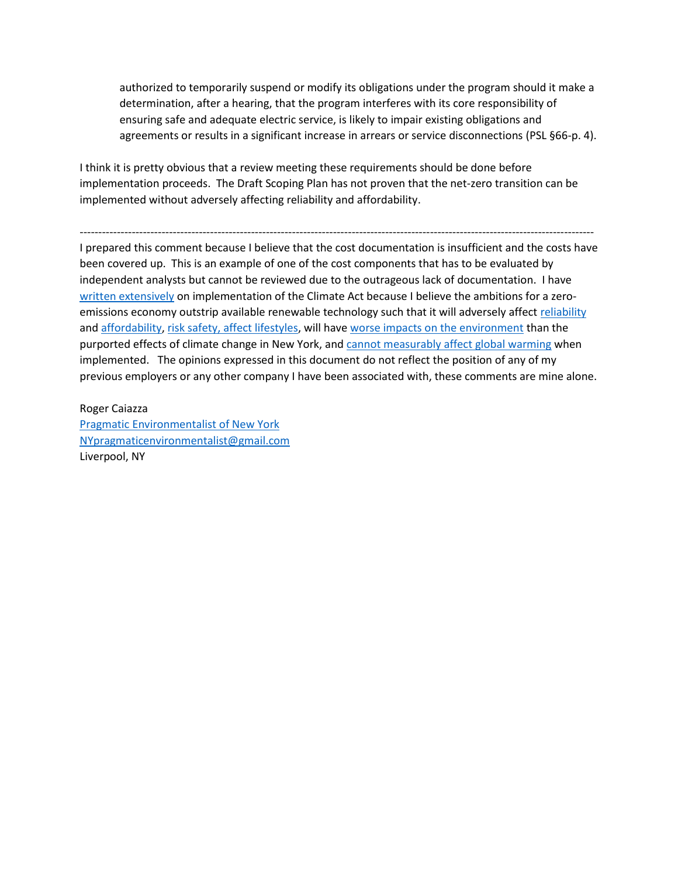> authorized to temporarily suspend or modify its obligations under the program should it make a determination, after a hearing, that the program interferes with its core responsibility of ensuring safe and adequate electric service, is likely to impair existing obligations and agreements or results in a significant increase in arrears or service disconnections (PSL §66-p. 4).

I think it is pretty obvious that a review meeting these requirements should be done before implementation proceeds. The Draft Scoping Plan has not proven that the net-zero transition can be implemented without adversely affecting reliability and affordability.

---

I prepared this comment because I believe that the cost documentation is insufficient and the costs have been covered up. This is an example of one of the cost components that has to be evaluated by independent analysts but cannot be reviewed due to the outrageous lack of documentation. I have written extensively on implementation of the Climate Act because I believe the ambitions for a zero-emissions economy outstrip available renewable technology such that it will adversely affect reliability and affordability, risk safety, affect lifestyles, will have worse impacts on the environment than the purported effects of climate change in New York, and cannot measurably affect global warming when implemented. The opinions expressed in this document do not reflect the position of any of my previous employers or any other company I have been associated with, these comments are mine alone.

Roger Caiazza
Pragmatic Environmentalist of New York
NYpragmaticenvironmentalist@gmail.com
Liverpool, NY